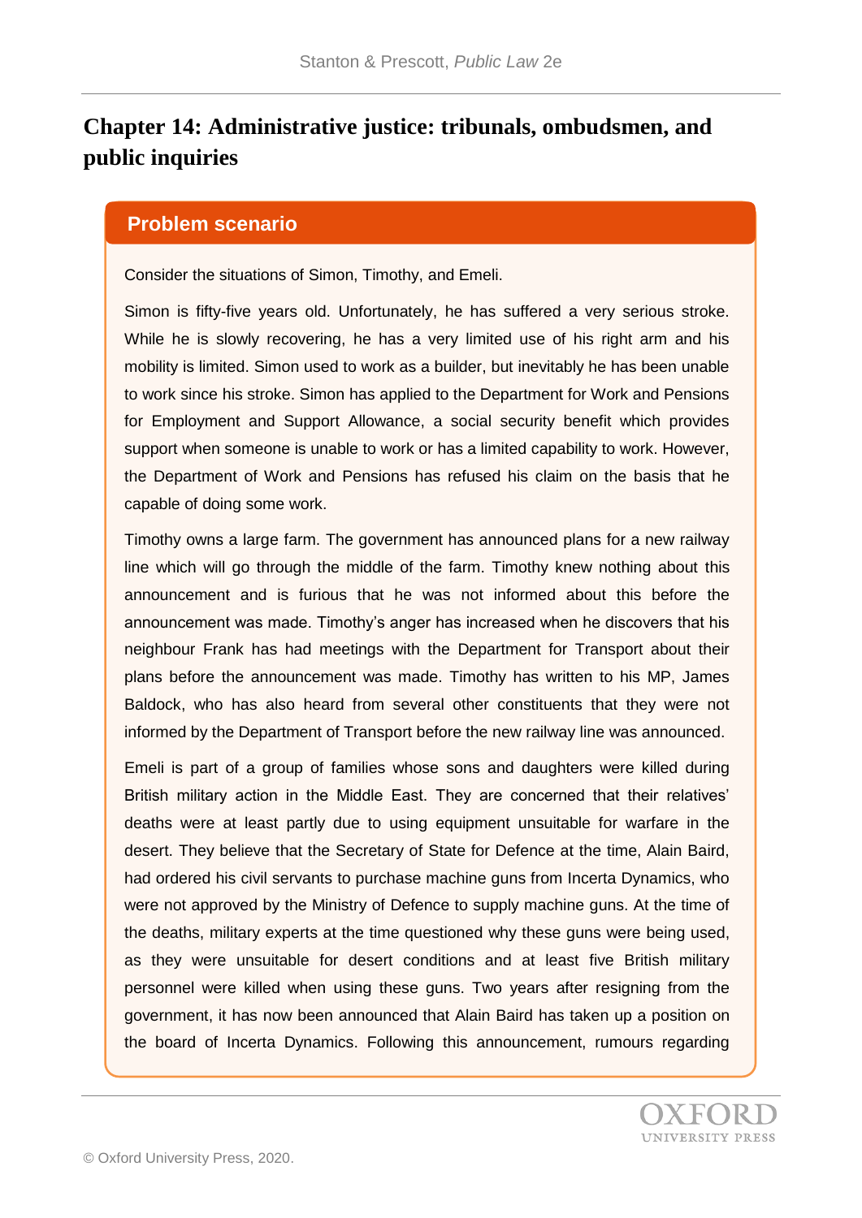# Chapter 14: Administrative justice: tribunals, ombudsmen, and public inquiries

## Problem scenario

Consider the situations of Simon, Timothy, and Emeli.

Simon is fifty-five years old. Unfortunately, he has suffered a very serious stroke. While he is slowly recovering, he has a very limited use of his right arm and his mobility is limited. Simon used to work as a builder, but inevitably he has been unable to work since his stroke. Simon has applied to the Department for Work and Pensions for Employment and Support Allowance, a social security benefit which provides support when someone is unable to work or has a limited capability to work. However, the Department of Work and Pensions has refused his claim on the basis that he capable of doing some work.

Timothy owns a large farm. The government has announced plans for a new railway line which will go through the middle of the farm. Timothy knew nothing about this announcement and is furious that he was not informed about this before the announcement was made. Timothy's anger has increased when he discovers that his neighbour Frank has had meetings with the Department for Transport about their plans before the announcement was made. Timothy has written to his MP, James Baldock, who has also heard from several other constituents that they were not informed by the Department of Transport before the new railway line was announced.

Emeli is part of a group of families whose sons and daughters were killed during British military action in the Middle East. They are concerned that their relatives' deaths were at least partly due to using equipment unsuitable for warfare in the desert. They believe that the Secretary of State for Defence at the time, Alain Baird, had ordered his civil servants to purchase machine guns from Incerta Dynamics, who were not approved by the Ministry of Defence to supply machine guns. At the time of the deaths, military experts at the time questioned why these guns were being used, as they were unsuitable for desert conditions and at least five British military personnel were killed when using these guns. Two years after resigning from the government, it has now been announced that Alain Baird has taken up a position on the board of Incerta Dynamics. Following this announcement, rumours regarding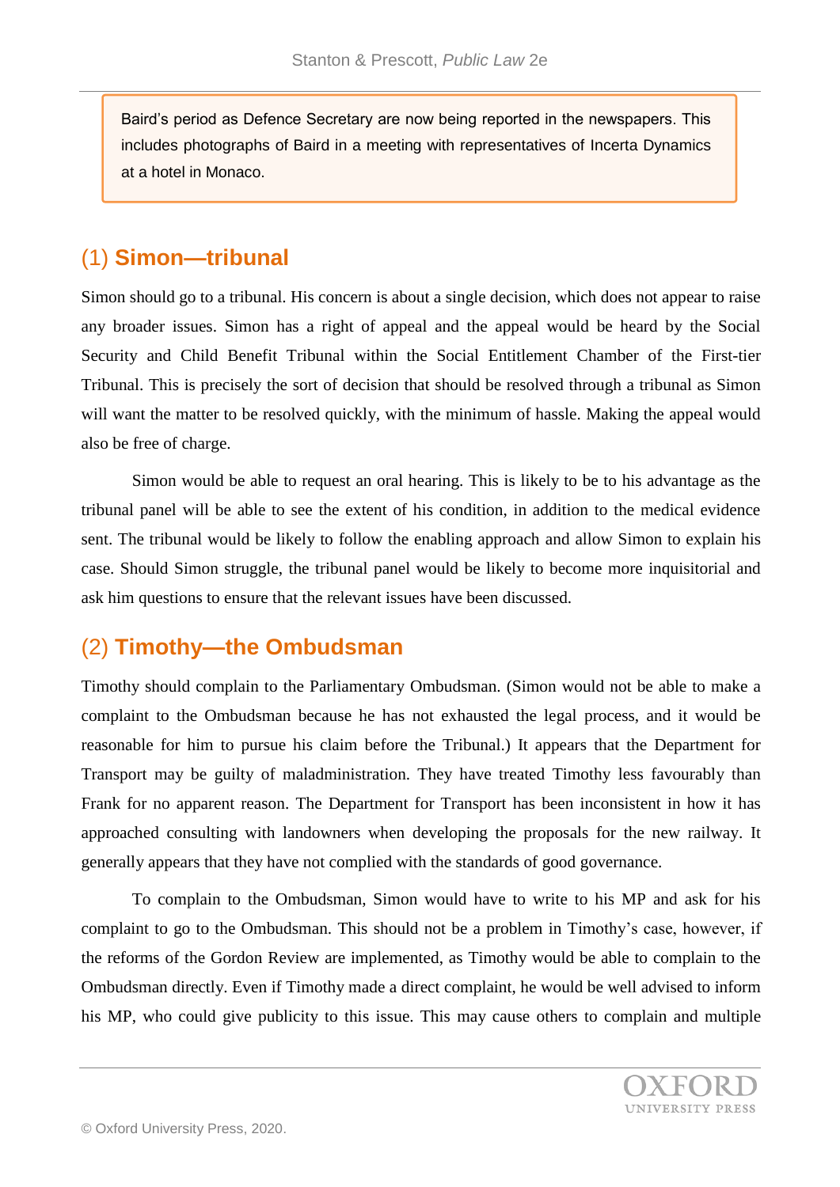Baird's period as Defence Secretary are now being reported in the newspapers. This includes photographs of Baird in a meeting with representatives of Incerta Dynamics at a hotel in Monaco.

## (1) Simon—tribunal

Simon should go to a tribunal. His concern is about a single decision, which does not appear to raise any broader issues. Simon has a right of appeal and the appeal would be heard by the Social Security and Child Benefit Tribunal within the Social Entitlement Chamber of the First-tier Tribunal. This is precisely the sort of decision that should be resolved through a tribunal as Simon will want the matter to be resolved quickly, with the minimum of hassle. Making the appeal would also be free of charge.

Simon would be able to request an oral hearing. This is likely to be to his advantage as the tribunal panel will be able to see the extent of his condition, in addition to the medical evidence sent. The tribunal would be likely to follow the enabling approach and allow Simon to explain his case. Should Simon struggle, the tribunal panel would be likely to become more inquisitorial and ask him questions to ensure that the relevant issues have been discussed.

## (2) Timothy—the Ombudsman

Timothy should complain to the Parliamentary Ombudsman. (Simon would not be able to make a complaint to the Ombudsman because he has not exhausted the legal process, and it would be reasonable for him to pursue his claim before the Tribunal.) It appears that the Department for Transport may be guilty of maladministration. They have treated Timothy less favourably than Frank for no apparent reason. The Department for Transport has been inconsistent in how it has approached consulting with landowners when developing the proposals for the new railway. It generally appears that they have not complied with the standards of good governance.

To complain to the Ombudsman, Simon would have to write to his MP and ask for his complaint to go to the Ombudsman. This should not be a problem in Timothy's case, however, if the reforms of the Gordon Review are implemented, as Timothy would be able to complain to the Ombudsman directly. Even if Timothy made a direct complaint, he would be well advised to inform his MP, who could give publicity to this issue. This may cause others to complain and multiple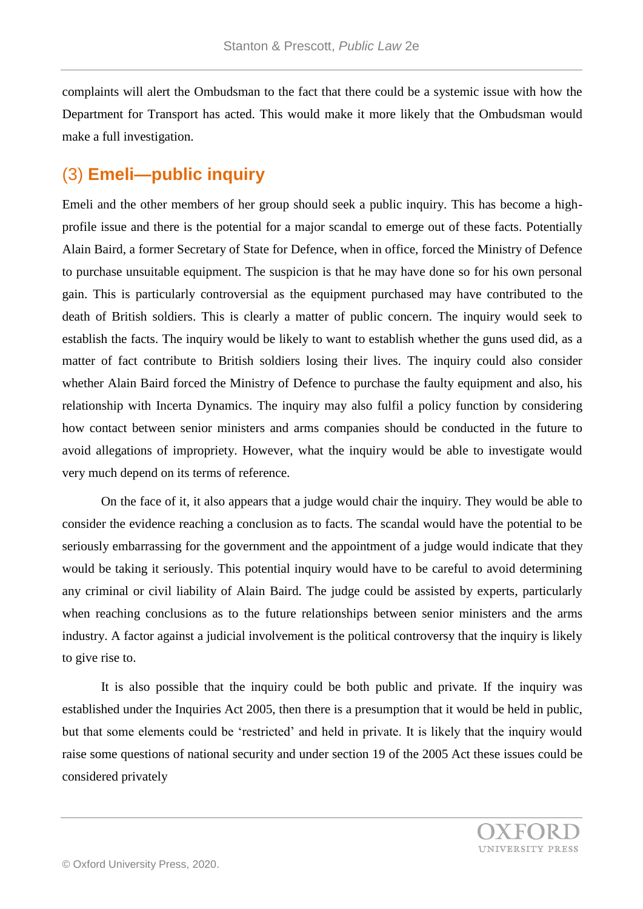complaints will alert the Ombudsman to the fact that there could be a systemic issue with how the Department for Transport has acted. This would make it more likely that the Ombudsman would make a full investigation.

## (3) **Emeli—public inquiry**

Emeli and the other members of her group should seek a public inquiry. This has become a high-profile issue and there is the potential for a major scandal to emerge out of these facts. Potentially Alain Baird, a former Secretary of State for Defence, when in office, forced the Ministry of Defence to purchase unsuitable equipment. The suspicion is that he may have done so for his own personal gain. This is particularly controversial as the equipment purchased may have contributed to the death of British soldiers. This is clearly a matter of public concern. The inquiry would seek to establish the facts. The inquiry would be likely to want to establish whether the guns used did, as a matter of fact contribute to British soldiers losing their lives. The inquiry could also consider whether Alain Baird forced the Ministry of Defence to purchase the faulty equipment and also, his relationship with Incerta Dynamics. The inquiry may also fulfil a policy function by considering how contact between senior ministers and arms companies should be conducted in the future to avoid allegations of impropriety. However, what the inquiry would be able to investigate would very much depend on its terms of reference.

On the face of it, it also appears that a judge would chair the inquiry. They would be able to consider the evidence reaching a conclusion as to facts. The scandal would have the potential to be seriously embarrassing for the government and the appointment of a judge would indicate that they would be taking it seriously. This potential inquiry would have to be careful to avoid determining any criminal or civil liability of Alain Baird. The judge could be assisted by experts, particularly when reaching conclusions as to the future relationships between senior ministers and the arms industry. A factor against a judicial involvement is the political controversy that the inquiry is likely to give rise to.

It is also possible that the inquiry could be both public and private. If the inquiry was established under the Inquiries Act 2005, then there is a presumption that it would be held in public, but that some elements could be 'restricted' and held in private. It is likely that the inquiry would raise some questions of national security and under section 19 of the 2005 Act these issues could be considered privately